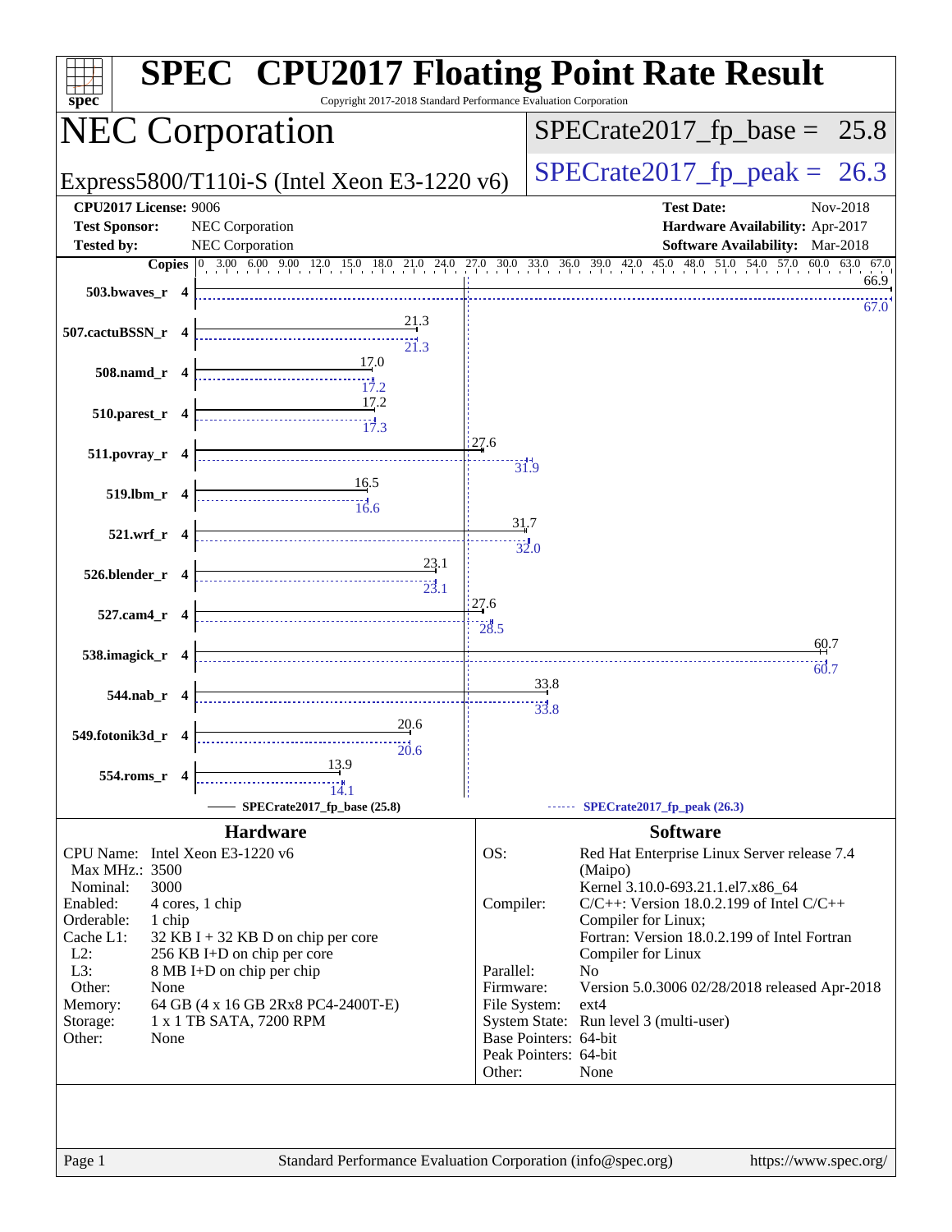# SPEC CPU2017 Floating Point Rate Result

Copyright 2017-2018 Standard Performance Evaluation Corporation

## NEC Corporation

Express5800/T110i-S (Intel Xeon E3-1220 v6)

SPECrate2017_fp_base = 25.8

SPECrate2017_fp_peak = 26.3

**CPU2017 License:** 9006
**Test Sponsor:** NEC Corporation
**Tested by:** NEC Corporation

**Test Date:** Nov-2018
**Hardware Availability:** Apr-2017
**Software Availability:** Mar-2018

| Benchmark | Copies | Base | Peak |
|---|---|---|---|
| 503.bwaves_r | 4 | 66.9 | 67.0 |
| 507.cactuBSSN_r | 4 | 21.3 | 21.3 |
| 508.namd_r | 4 | 17.0 | 17.2 |
| 510.parest_r | 4 | 17.2 | 17.3 |
| 511.povray_r | 4 | 27.6 | 31.9 |
| 519.lbm_r | 4 | 16.5 | 16.6 |
| 521.wrf_r | 4 | 31.7 | 32.0 |
| 526.blender_r | 4 | 23.1 | 23.1 |
| 527.cam4_r | 4 | 27.6 | 28.5 |
| 538.imagick_r | 4 | 60.7 | 60.7 |
| 544.nab_r | 4 | 33.8 | 33.8 |
| 549.fotonik3d_r | 4 | 20.6 | 20.6 |
| 554.roms_r | 4 | 13.9 | 14.1 |

SPECrate2017_fp_base (25.8) — SPECrate2017_fp_peak (26.3)

### Hardware

| | |
|---|---|
| CPU Name: | Intel Xeon E3-1220 v6 |
| Max MHz.: | 3500 |
| Nominal: | 3000 |
| Enabled: | 4 cores, 1 chip |
| Orderable: | 1 chip |
| Cache L1: | 32 KB I + 32 KB D on chip per core |
| L2: | 256 KB I+D on chip per core |
| L3: | 8 MB I+D on chip per chip |
| Other: | None |
| Memory: | 64 GB (4 x 16 GB 2Rx8 PC4-2400T-E) |
| Storage: | 1 x 1 TB SATA, 7200 RPM |
| Other: | None |

### Software

| | |
|---|---|
| OS: | Red Hat Enterprise Linux Server release 7.4 (Maipo) Kernel 3.10.0-693.21.1.el7.x86_64 |
| Compiler: | C/C++: Version 18.0.2.199 of Intel C/C++ Compiler for Linux; Fortran: Version 18.0.2.199 of Intel Fortran Compiler for Linux |
| Parallel: | No |
| Firmware: | Version 5.0.3006 02/28/2018 released Apr-2018 |
| File System: | ext4 |
| System State: | Run level 3 (multi-user) |
| Base Pointers: | 64-bit |
| Peak Pointers: | 64-bit |
| Other: | None |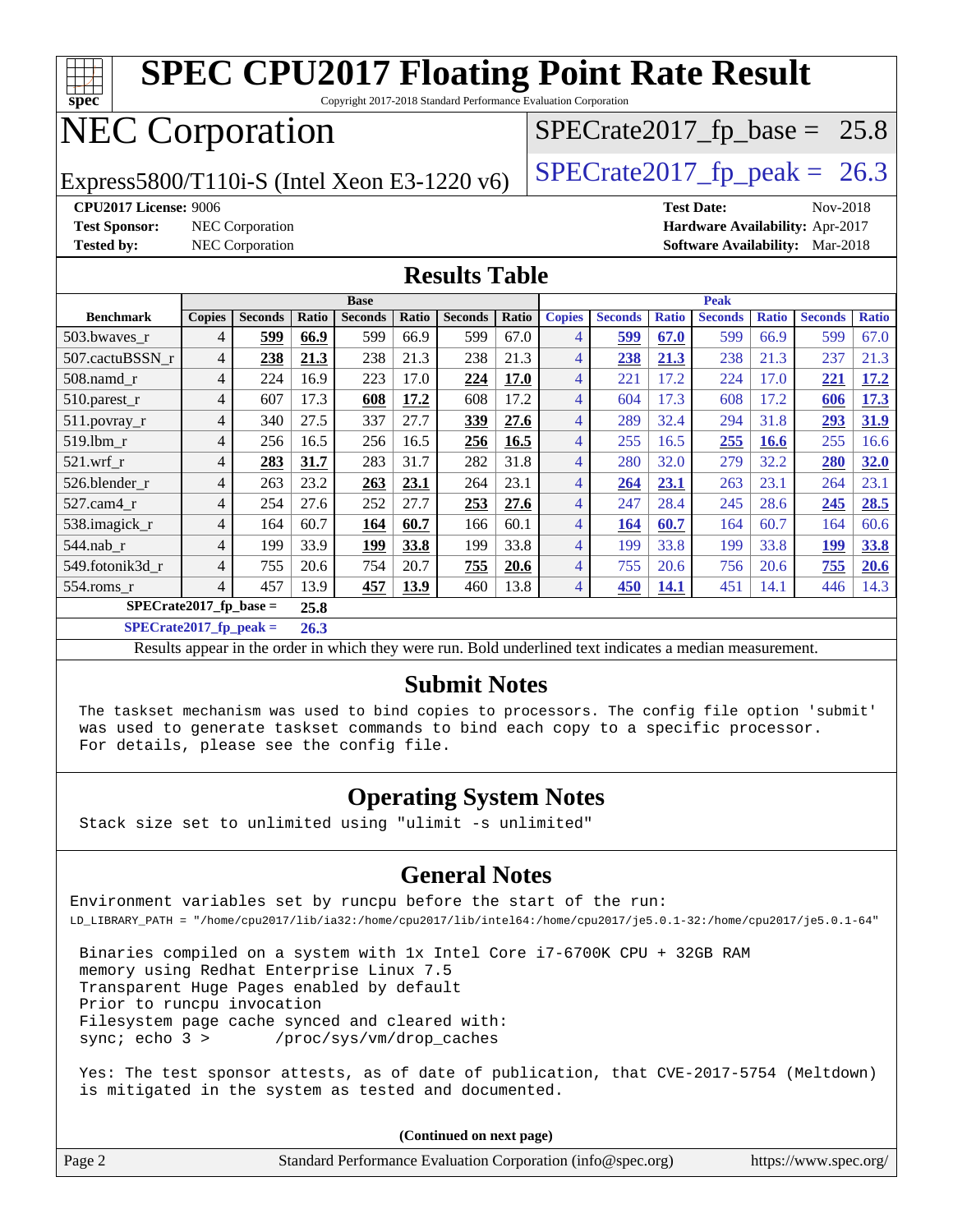# SPEC CPU2017 Floating Point Rate Result

Copyright 2017-2018 Standard Performance Evaluation Corporation

## NEC Corporation

Express5800/T110i-S (Intel Xeon E3-1220 v6)

SPECrate2017_fp_base = 25.8

SPECrate2017_fp_peak = 26.3

**CPU2017 License:** 9006
**Test Sponsor:** NEC Corporation
**Tested by:** NEC Corporation

**Test Date:** Nov-2018
**Hardware Availability:** Apr-2017
**Software Availability:** Mar-2018

## Results Table

| Benchmark | Base | | | | | | | Peak | | | | | | |
|---|---|---|---|---|---|---|---|---|---|---|---|---|---|---|
| | Copies | Seconds | Ratio | Seconds | Ratio | Seconds | Ratio | Copies | Seconds | Ratio | Seconds | Ratio | Seconds | Ratio |
| 503.bwaves_r | 4 | **599** | **66.9** | 599 | 66.9 | 599 | 67.0 | 4 | **599** | **67.0** | 599 | 66.9 | 599 | 67.0 |
| 507.cactuBSSN_r | 4 | **238** | **21.3** | 238 | 21.3 | 238 | 21.3 | 4 | **238** | **21.3** | 238 | 21.3 | 237 | 21.3 |
| 508.namd_r | 4 | 224 | 16.9 | 223 | 17.0 | **224** | **17.0** | 4 | 221 | 17.2 | 224 | 17.0 | **221** | **17.2** |
| 510.parest_r | 4 | 607 | 17.3 | **608** | **17.2** | 608 | 17.2 | 4 | 604 | 17.3 | 608 | 17.2 | **606** | **17.3** |
| 511.povray_r | 4 | 340 | 27.5 | 337 | 27.7 | **339** | **27.6** | 4 | 289 | 32.4 | 294 | 31.8 | **293** | **31.9** |
| 519.lbm_r | 4 | 256 | 16.5 | 256 | 16.5 | **256** | **16.5** | 4 | 255 | 16.5 | **255** | **16.6** | 255 | 16.6 |
| 521.wrf_r | 4 | **283** | **31.7** | 283 | 31.7 | 282 | 31.8 | 4 | 280 | 32.0 | 279 | 32.2 | **280** | **32.0** |
| 526.blender_r | 4 | 263 | 23.2 | **263** | **23.1** | 264 | 23.1 | 4 | **264** | **23.1** | 263 | 23.1 | 264 | 23.1 |
| 527.cam4_r | 4 | 254 | 27.6 | 252 | 27.7 | **253** | **27.6** | 4 | 247 | 28.4 | 245 | 28.6 | **245** | **28.5** |
| 538.imagick_r | 4 | 164 | 60.7 | **164** | **60.7** | 166 | 60.1 | 4 | **164** | **60.7** | 164 | 60.7 | 164 | 60.6 |
| 544.nab_r | 4 | 199 | 33.9 | **199** | **33.8** | 199 | 33.8 | 4 | 199 | 33.8 | 199 | 33.8 | **199** | **33.8** |
| 549.fotonik3d_r | 4 | 755 | 20.6 | 754 | 20.7 | **755** | **20.6** | 4 | 755 | 20.6 | 756 | 20.6 | **755** | **20.6** |
| 554.roms_r | 4 | 457 | 13.9 | **457** | **13.9** | 460 | 13.8 | 4 | **450** | **14.1** | 451 | 14.1 | 446 | 14.3 |

**SPECrate2017_fp_base = 25.8**

**SPECrate2017_fp_peak = 26.3**

Results appear in the order in which they were run. Bold underlined text indicates a median measurement.

## Submit Notes

```
The taskset mechanism was used to bind copies to processors. The config file option 'submit'
was used to generate taskset commands to bind each copy to a specific processor.
For details, please see the config file.
```

## Operating System Notes

```
Stack size set to unlimited using "ulimit -s unlimited"
```

## General Notes

```
Environment variables set by runcpu before the start of the run:
LD_LIBRARY_PATH = "/home/cpu2017/lib/ia32:/home/cpu2017/lib/intel64:/home/cpu2017/je5.0.1-32:/home/cpu2017/je5.0.1-64"

 Binaries compiled on a system with 1x Intel Core i7-6700K CPU + 32GB RAM
 memory using Redhat Enterprise Linux 7.5
 Transparent Huge Pages enabled by default
 Prior to runcpu invocation
 Filesystem page cache synced and cleared with:
 sync; echo 3 >       /proc/sys/vm/drop_caches

 Yes: The test sponsor attests, as of date of publication, that CVE-2017-5754 (Meltdown)
 is mitigated in the system as tested and documented.
```

**(Continued on next page)**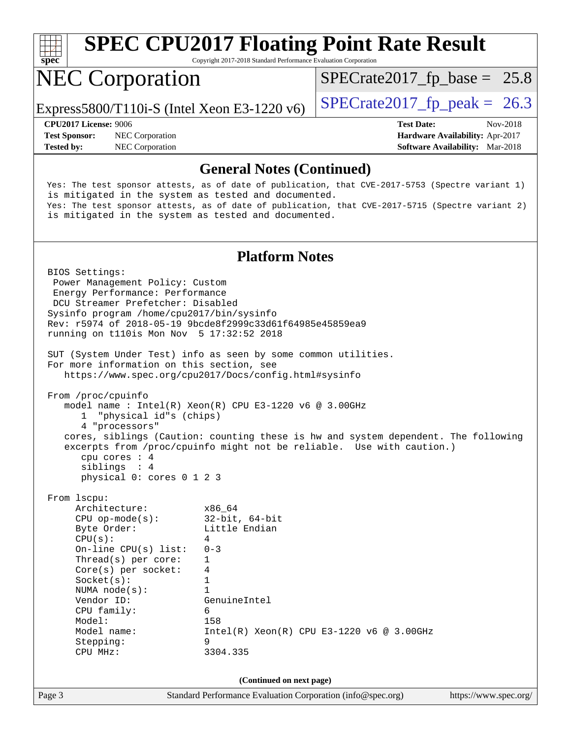## General Notes (Continued)

```
Yes: The test sponsor attests, as of date of publication, that CVE-2017-5753 (Spectre variant 1)
is mitigated in the system as tested and documented.
Yes: The test sponsor attests, as of date of publication, that CVE-2017-5715 (Spectre variant 2)
is mitigated in the system as tested and documented.
```

## Platform Notes

```
BIOS Settings:
 Power Management Policy: Custom
 Energy Performance: Performance
 DCU Streamer Prefetcher: Disabled
Sysinfo program /home/cpu2017/bin/sysinfo
Rev: r5974 of 2018-05-19 9bcde8f2999c33d61f64985e45859ea9
running on t110is Mon Nov  5 17:32:52 2018

SUT (System Under Test) info as seen by some common utilities.
For more information on this section, see
   https://www.spec.org/cpu2017/Docs/config.html#sysinfo

From /proc/cpuinfo
   model name : Intel(R) Xeon(R) CPU E3-1220 v6 @ 3.00GHz
      1  "physical id"s (chips)
      4 "processors"
   cores, siblings (Caution: counting these is hw and system dependent. The following
   excerpts from /proc/cpuinfo might not be reliable.  Use with caution.)
      cpu cores : 4
      siblings  : 4
      physical 0: cores 0 1 2 3

From lscpu:
     Architecture:          x86_64
     CPU op-mode(s):        32-bit, 64-bit
     Byte Order:            Little Endian
     CPU(s):                4
     On-line CPU(s) list:   0-3
     Thread(s) per core:    1
     Core(s) per socket:    4
     Socket(s):             1
     NUMA node(s):          1
     Vendor ID:             GenuineIntel
     CPU family:            6
     Model:                 158
     Model name:            Intel(R) Xeon(R) CPU E3-1220 v6 @ 3.00GHz
     Stepping:              9
     CPU MHz:               3304.335
```

(Continued on next page)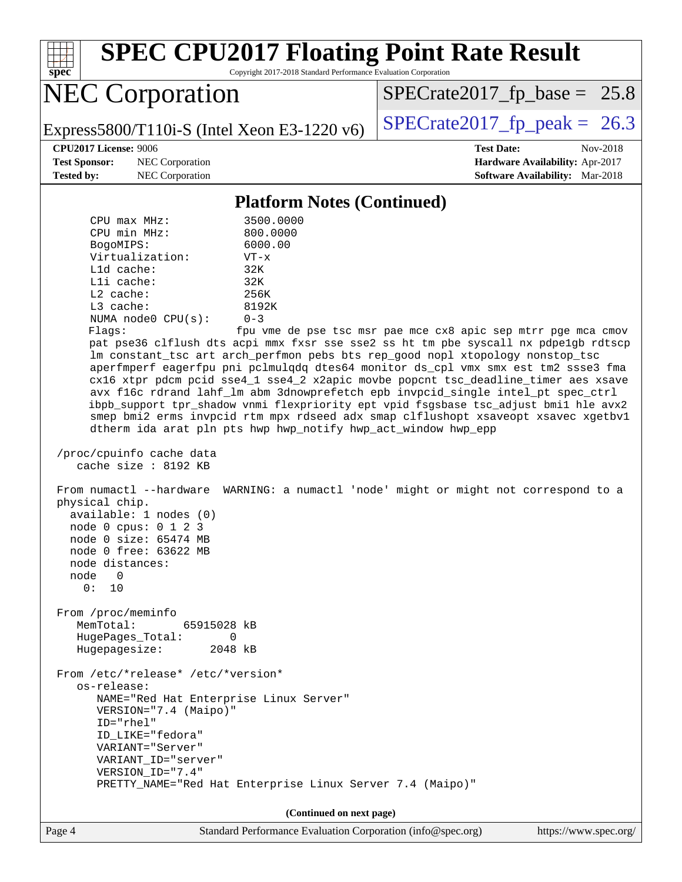## Platform Notes (Continued)

```
     CPU max MHz:           3500.0000
     CPU min MHz:           800.0000
     BogoMIPS:              6000.00
     Virtualization:        VT-x
     L1d cache:             32K
     L1i cache:             32K
     L2 cache:              256K
     L3 cache:              8192K
     NUMA node0 CPU(s):     0-3
     Flags:                  fpu vme de pse tsc msr pae mce cx8 apic sep mtrr pge mca cmov
     pat pse36 clflush dts acpi mmx fxsr sse sse2 ss ht tm pbe syscall nx pdpe1gb rdtscp
     lm constant_tsc art arch_perfmon pebs bts rep_good nopl xtopology nonstop_tsc
     aperfmperf eagerfpu pni pclmulqdq dtes64 monitor ds_cpl vmx smx est tm2 ssse3 fma
     cx16 xtpr pdcm pcid sse4_1 sse4_2 x2apic movbe popcnt tsc_deadline_timer aes xsave
     avx f16c rdrand lahf_lm abm 3dnowprefetch epb invpcid_single intel_pt spec_ctrl
     ibpb_support tpr_shadow vnmi flexpriority ept vpid fsgsbase tsc_adjust bmi1 hle avx2
     smep bmi2 erms invpcid rtm mpx rdseed adx smap clflushopt xsaveopt xsavec xgetbv1
     dtherm ida arat pln pts hwp hwp_notify hwp_act_window hwp_epp

 /proc/cpuinfo cache data
    cache size : 8192 KB

 From numactl --hardware  WARNING: a numactl 'node' might or might not correspond to a
 physical chip.
   available: 1 nodes (0)
   node 0 cpus: 0 1 2 3
   node 0 size: 65474 MB
   node 0 free: 63622 MB
   node distances:
   node   0
     0:  10

 From /proc/meminfo
    MemTotal:       65915028 kB
    HugePages_Total:       0
    Hugepagesize:       2048 kB

 From /etc/*release* /etc/*version*
    os-release:
       NAME="Red Hat Enterprise Linux Server"
       VERSION="7.4 (Maipo)"
       ID="rhel"
       ID_LIKE="fedora"
       VARIANT="Server"
       VARIANT_ID="server"
       VERSION_ID="7.4"
       PRETTY_NAME="Red Hat Enterprise Linux Server 7.4 (Maipo)"
```

**(Continued on next page)**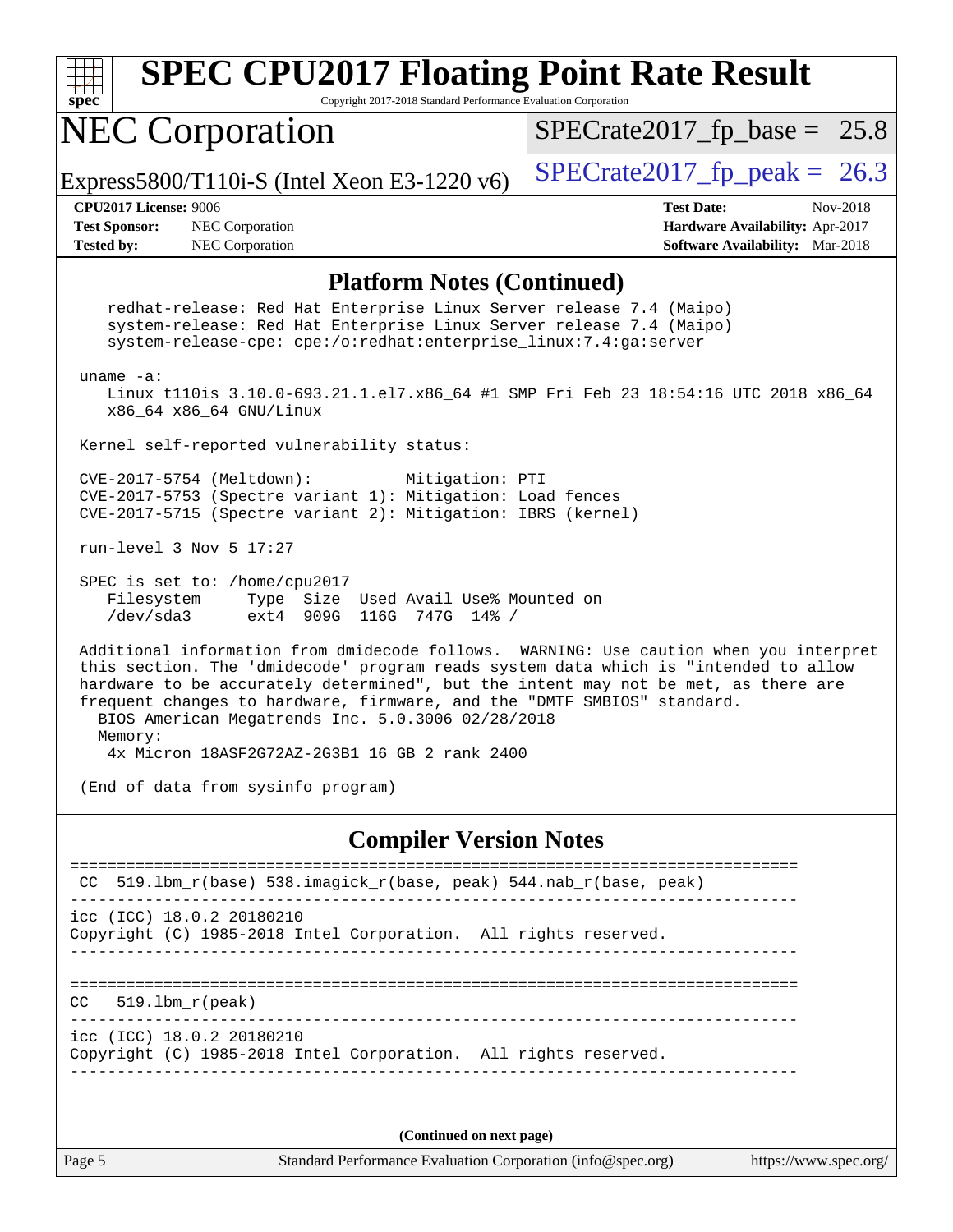## Platform Notes (Continued)

```
    redhat-release: Red Hat Enterprise Linux Server release 7.4 (Maipo)
    system-release: Red Hat Enterprise Linux Server release 7.4 (Maipo)
    system-release-cpe: cpe:/o:redhat:enterprise_linux:7.4:ga:server

 uname -a:
    Linux t110is 3.10.0-693.21.1.el7.x86_64 #1 SMP Fri Feb 23 18:54:16 UTC 2018 x86_64
    x86_64 x86_64 GNU/Linux

 Kernel self-reported vulnerability status:

 CVE-2017-5754 (Meltdown):          Mitigation: PTI
 CVE-2017-5753 (Spectre variant 1): Mitigation: Load fences
 CVE-2017-5715 (Spectre variant 2): Mitigation: IBRS (kernel)

 run-level 3 Nov 5 17:27

 SPEC is set to: /home/cpu2017
    Filesystem     Type  Size  Used Avail Use% Mounted on
    /dev/sda3      ext4  909G  116G  747G  14% /

 Additional information from dmidecode follows.  WARNING: Use caution when you interpret
 this section. The 'dmidecode' program reads system data which is "intended to allow
 hardware to be accurately determined", but the intent may not be met, as there are
 frequent changes to hardware, firmware, and the "DMTF SMBIOS" standard.
   BIOS American Megatrends Inc. 5.0.3006 02/28/2018
   Memory:
    4x Micron 18ASF2G72AZ-2G3B1 16 GB 2 rank 2400

 (End of data from sysinfo program)
```

## Compiler Version Notes

```
==============================================================================
 CC  519.lbm_r(base) 538.imagick_r(base, peak) 544.nab_r(base, peak)
------------------------------------------------------------------------------
icc (ICC) 18.0.2 20180210
Copyright (C) 1985-2018 Intel Corporation.  All rights reserved.
------------------------------------------------------------------------------

==============================================================================
CC   519.lbm_r(peak)
------------------------------------------------------------------------------
icc (ICC) 18.0.2 20180210
Copyright (C) 1985-2018 Intel Corporation.  All rights reserved.
------------------------------------------------------------------------------
```

(Continued on next page)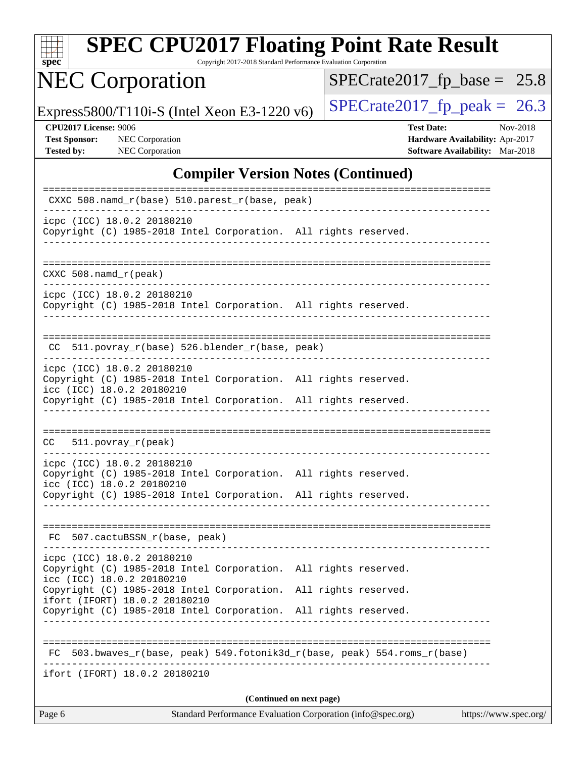# SPEC CPU2017 Floating Point Rate Result

Copyright 2017-2018 Standard Performance Evaluation Corporation

## NEC Corporation

Express5800/T110i-S (Intel Xeon E3-1220 v6)

SPECrate2017_fp_base = 25.8

SPECrate2017_fp_peak = 26.3

**CPU2017 License:** 9006
**Test Sponsor:** NEC Corporation
**Tested by:** NEC Corporation

**Test Date:** Nov-2018
**Hardware Availability:** Apr-2017
**Software Availability:** Mar-2018

## Compiler Version Notes (Continued)

```
==============================================================================
 CXXC 508.namd_r(base) 510.parest_r(base, peak)
------------------------------------------------------------------------------
icpc (ICC) 18.0.2 20180210
Copyright (C) 1985-2018 Intel Corporation.  All rights reserved.
------------------------------------------------------------------------------

==============================================================================
CXXC 508.namd_r(peak)
------------------------------------------------------------------------------
icpc (ICC) 18.0.2 20180210
Copyright (C) 1985-2018 Intel Corporation.  All rights reserved.
------------------------------------------------------------------------------

==============================================================================
 CC  511.povray_r(base) 526.blender_r(base, peak)
------------------------------------------------------------------------------
icpc (ICC) 18.0.2 20180210
Copyright (C) 1985-2018 Intel Corporation.  All rights reserved.
icc (ICC) 18.0.2 20180210
Copyright (C) 1985-2018 Intel Corporation.  All rights reserved.
------------------------------------------------------------------------------

==============================================================================
CC   511.povray_r(peak)
------------------------------------------------------------------------------
icpc (ICC) 18.0.2 20180210
Copyright (C) 1985-2018 Intel Corporation.  All rights reserved.
icc (ICC) 18.0.2 20180210
Copyright (C) 1985-2018 Intel Corporation.  All rights reserved.
------------------------------------------------------------------------------

==============================================================================
 FC  507.cactuBSSN_r(base, peak)
------------------------------------------------------------------------------
icpc (ICC) 18.0.2 20180210
Copyright (C) 1985-2018 Intel Corporation.  All rights reserved.
icc (ICC) 18.0.2 20180210
Copyright (C) 1985-2018 Intel Corporation.  All rights reserved.
ifort (IFORT) 18.0.2 20180210
Copyright (C) 1985-2018 Intel Corporation.  All rights reserved.
------------------------------------------------------------------------------

==============================================================================
 FC  503.bwaves_r(base, peak) 549.fotonik3d_r(base, peak) 554.roms_r(base)
------------------------------------------------------------------------------
ifort (IFORT) 18.0.2 20180210
```

(Continued on next page)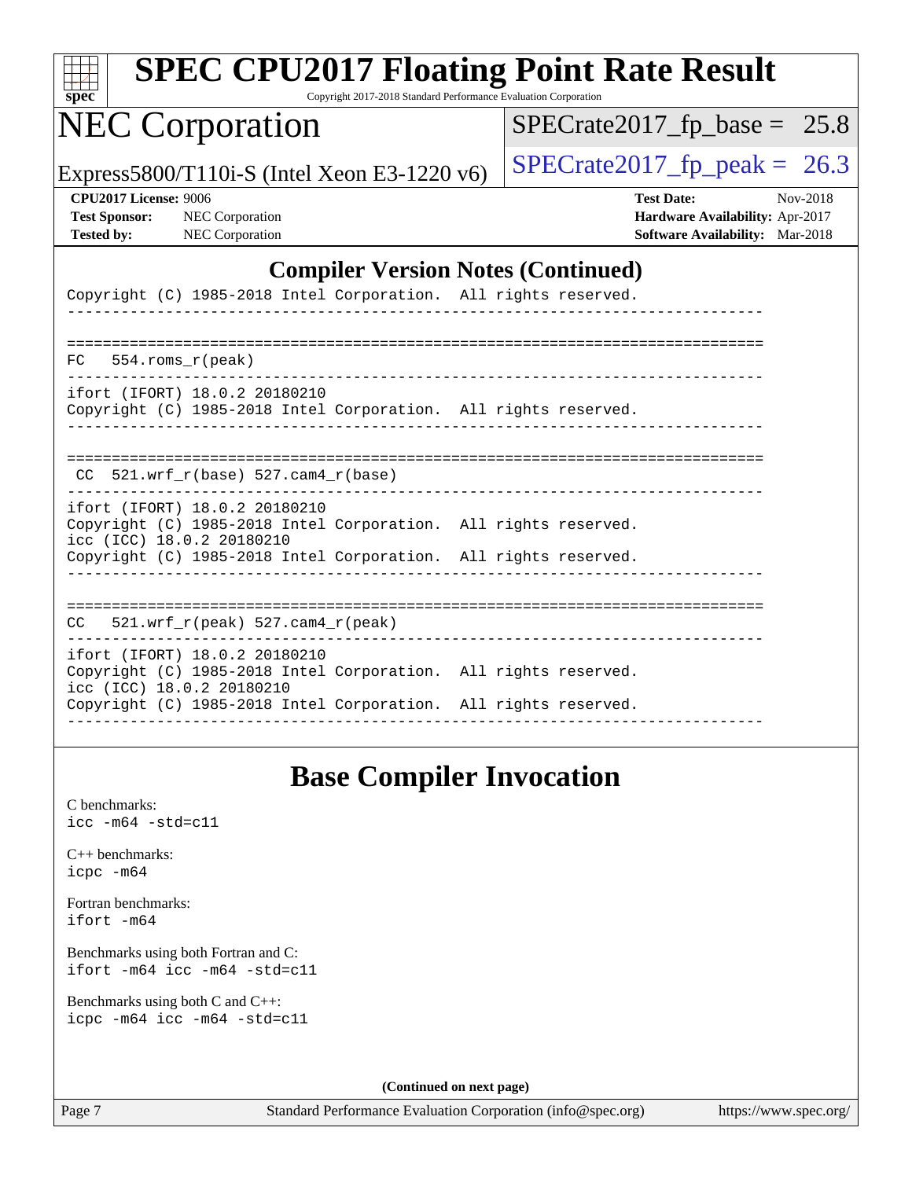## Compiler Version Notes (Continued)

```
Copyright (C) 1985-2018 Intel Corporation.  All rights reserved.
------------------------------------------------------------------------------

==============================================================================
FC   554.roms_r(peak)
------------------------------------------------------------------------------
ifort (IFORT) 18.0.2 20180210
Copyright (C) 1985-2018 Intel Corporation.  All rights reserved.
------------------------------------------------------------------------------

==============================================================================
 CC  521.wrf_r(base) 527.cam4_r(base)
------------------------------------------------------------------------------
ifort (IFORT) 18.0.2 20180210
Copyright (C) 1985-2018 Intel Corporation.  All rights reserved.
icc (ICC) 18.0.2 20180210
Copyright (C) 1985-2018 Intel Corporation.  All rights reserved.
------------------------------------------------------------------------------

==============================================================================
CC   521.wrf_r(peak) 527.cam4_r(peak)
------------------------------------------------------------------------------
ifort (IFORT) 18.0.2 20180210
Copyright (C) 1985-2018 Intel Corporation.  All rights reserved.
icc (ICC) 18.0.2 20180210
Copyright (C) 1985-2018 Intel Corporation.  All rights reserved.
------------------------------------------------------------------------------
```

## Base Compiler Invocation

C benchmarks:
`icc -m64 -std=c11`

C++ benchmarks:
`icpc -m64`

Fortran benchmarks:
`ifort -m64`

Benchmarks using both Fortran and C:
`ifort -m64 icc -m64 -std=c11`

Benchmarks using both C and C++:
`icpc -m64 icc -m64 -std=c11`

**(Continued on next page)**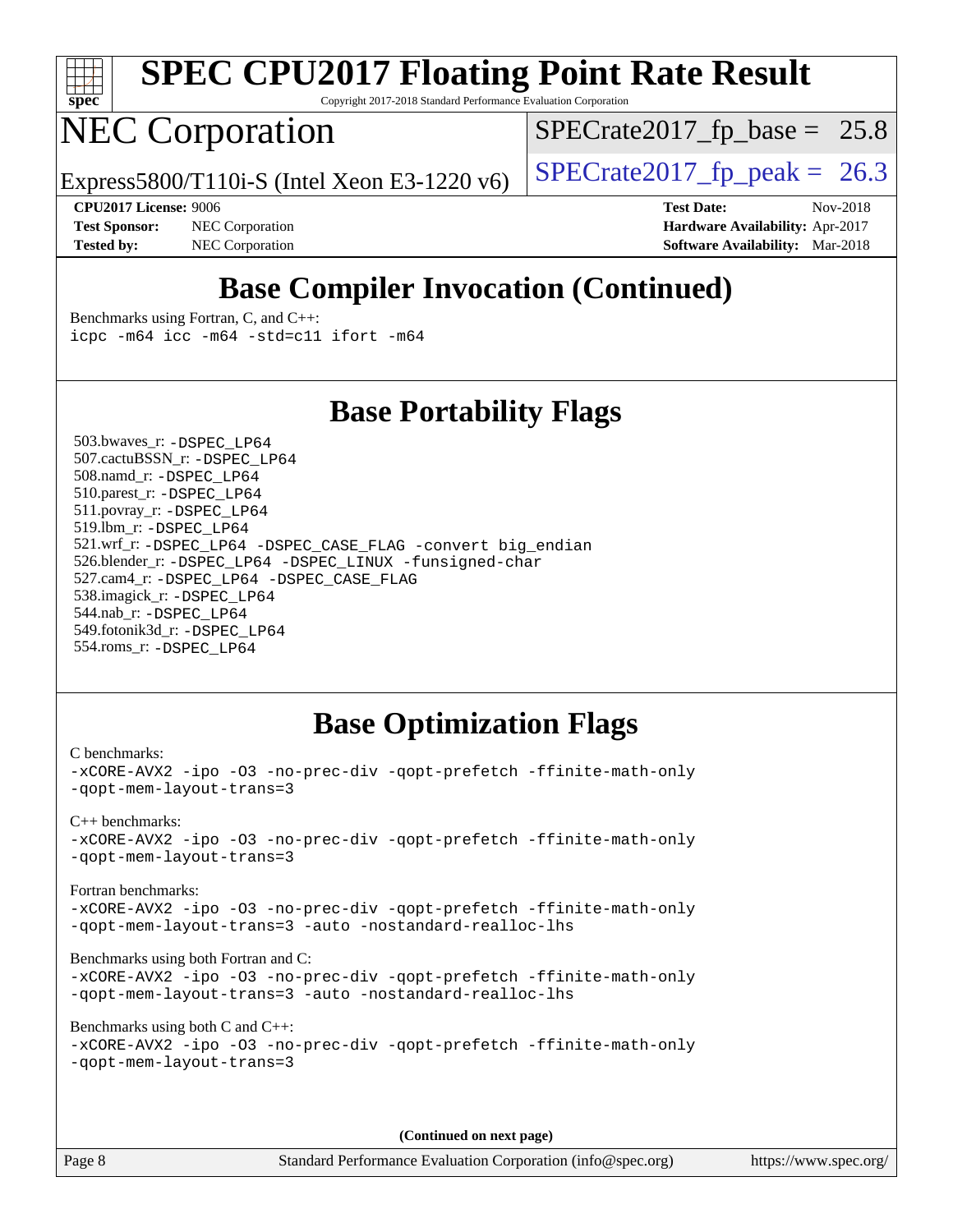# SPEC CPU2017 Floating Point Rate Result

Copyright 2017-2018 Standard Performance Evaluation Corporation

## NEC Corporation

Express5800/T110i-S (Intel Xeon E3-1220 v6)

SPECrate2017_fp_base = 25.8

SPECrate2017_fp_peak = 26.3

**CPU2017 License:** 9006
**Test Sponsor:** NEC Corporation
**Tested by:** NEC Corporation

**Test Date:** Nov-2018
**Hardware Availability:** Apr-2017
**Software Availability:** Mar-2018

## Base Compiler Invocation (Continued)

Benchmarks using Fortran, C, and C++:

```
icpc -m64 icc -m64 -std=c11 ifort -m64
```

## Base Portability Flags

503.bwaves_r: `-DSPEC_LP64`
507.cactuBSSN_r: `-DSPEC_LP64`
508.namd_r: `-DSPEC_LP64`
510.parest_r: `-DSPEC_LP64`
511.povray_r: `-DSPEC_LP64`
519.lbm_r: `-DSPEC_LP64`
521.wrf_r: `-DSPEC_LP64 -DSPEC_CASE_FLAG -convert big_endian`
526.blender_r: `-DSPEC_LP64 -DSPEC_LINUX -funsigned-char`
527.cam4_r: `-DSPEC_LP64 -DSPEC_CASE_FLAG`
538.imagick_r: `-DSPEC_LP64`
544.nab_r: `-DSPEC_LP64`
549.fotonik3d_r: `-DSPEC_LP64`
554.roms_r: `-DSPEC_LP64`

## Base Optimization Flags

C benchmarks:

```
-xCORE-AVX2 -ipo -O3 -no-prec-div -qopt-prefetch -ffinite-math-only
-qopt-mem-layout-trans=3
```

C++ benchmarks:

```
-xCORE-AVX2 -ipo -O3 -no-prec-div -qopt-prefetch -ffinite-math-only
-qopt-mem-layout-trans=3
```

Fortran benchmarks:

```
-xCORE-AVX2 -ipo -O3 -no-prec-div -qopt-prefetch -ffinite-math-only
-qopt-mem-layout-trans=3 -auto -nostandard-realloc-lhs
```

Benchmarks using both Fortran and C:

```
-xCORE-AVX2 -ipo -O3 -no-prec-div -qopt-prefetch -ffinite-math-only
-qopt-mem-layout-trans=3 -auto -nostandard-realloc-lhs
```

Benchmarks using both C and C++:

```
-xCORE-AVX2 -ipo -O3 -no-prec-div -qopt-prefetch -ffinite-math-only
-qopt-mem-layout-trans=3
```

**(Continued on next page)**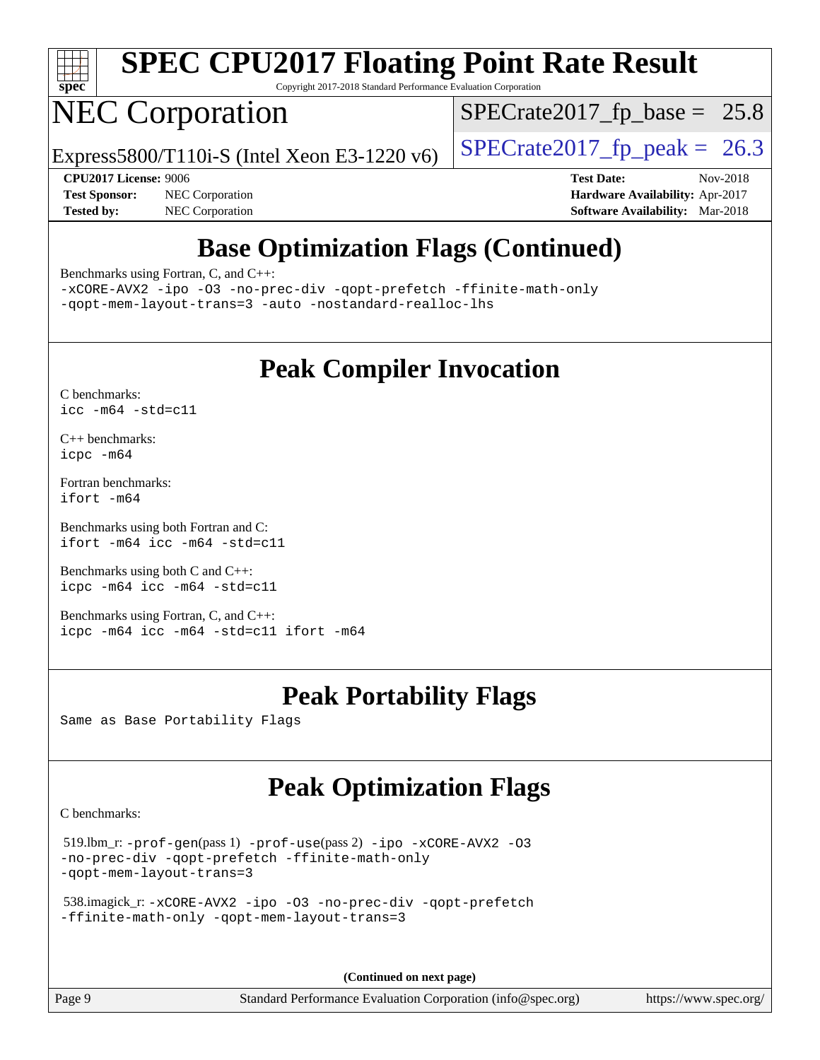# SPEC CPU2017 Floating Point Rate Result

Copyright 2017-2018 Standard Performance Evaluation Corporation

# NEC Corporation

Express5800/T110i-S (Intel Xeon E3-1220 v6)

SPECrate2017_fp_base = 25.8

SPECrate2017_fp_peak = 26.3

**CPU2017 License:** 9006
**Test Sponsor:** NEC Corporation
**Tested by:** NEC Corporation

**Test Date:** Nov-2018
**Hardware Availability:** Apr-2017
**Software Availability:** Mar-2018

## Base Optimization Flags (Continued)

Benchmarks using Fortran, C, and C++:

```
-xCORE-AVX2 -ipo -O3 -no-prec-div -qopt-prefetch -ffinite-math-only
-qopt-mem-layout-trans=3 -auto -nostandard-realloc-lhs
```

## Peak Compiler Invocation

C benchmarks:

```
icc -m64 -std=c11
```

C++ benchmarks:

```
icpc -m64
```

Fortran benchmarks:

```
ifort -m64
```

Benchmarks using both Fortran and C:

```
ifort -m64 icc -m64 -std=c11
```

Benchmarks using both C and C++:

```
icpc -m64 icc -m64 -std=c11
```

Benchmarks using Fortran, C, and C++:

```
icpc -m64 icc -m64 -std=c11 ifort -m64
```

## Peak Portability Flags

Same as Base Portability Flags

## Peak Optimization Flags

C benchmarks:

519.lbm_r: `-prof-gen`(pass 1) `-prof-use`(pass 2) `-ipo -xCORE-AVX2 -O3 -no-prec-div -qopt-prefetch -ffinite-math-only -qopt-mem-layout-trans=3`

538.imagick_r: `-xCORE-AVX2 -ipo -O3 -no-prec-div -qopt-prefetch -ffinite-math-only -qopt-mem-layout-trans=3`

**(Continued on next page)**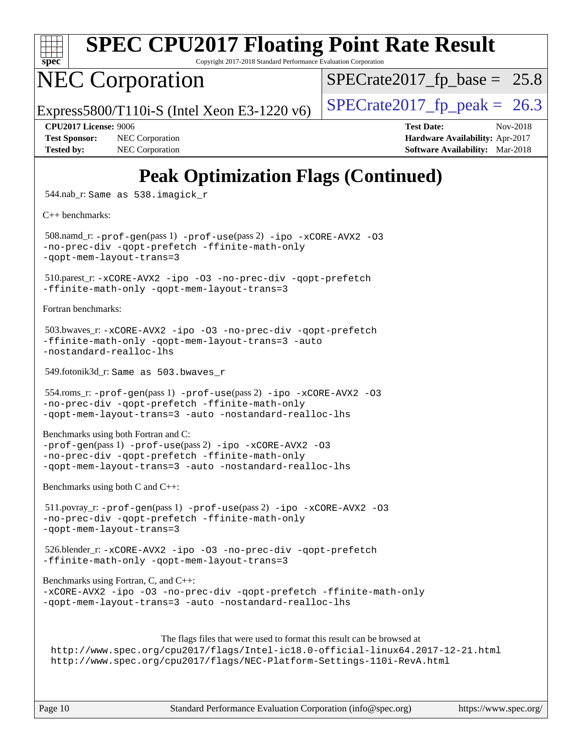# Peak Optimization Flags (Continued)

544.nab_r: `Same as 538.imagick_r`

C++ benchmarks:

508.namd_r: `-prof-gen`(pass 1) `-prof-use`(pass 2) `-ipo -xCORE-AVX2 -O3 -no-prec-div -qopt-prefetch -ffinite-math-only -qopt-mem-layout-trans=3`

510.parest_r: `-xCORE-AVX2 -ipo -O3 -no-prec-div -qopt-prefetch -ffinite-math-only -qopt-mem-layout-trans=3`

Fortran benchmarks:

503.bwaves_r: `-xCORE-AVX2 -ipo -O3 -no-prec-div -qopt-prefetch -ffinite-math-only -qopt-mem-layout-trans=3 -auto -nostandard-realloc-lhs`

549.fotonik3d_r: `Same as 503.bwaves_r`

554.roms_r: `-prof-gen`(pass 1) `-prof-use`(pass 2) `-ipo -xCORE-AVX2 -O3 -no-prec-div -qopt-prefetch -ffinite-math-only -qopt-mem-layout-trans=3 -auto -nostandard-realloc-lhs`

Benchmarks using both Fortran and C:
`-prof-gen`(pass 1) `-prof-use`(pass 2) `-ipo -xCORE-AVX2 -O3 -no-prec-div -qopt-prefetch -ffinite-math-only -qopt-mem-layout-trans=3 -auto -nostandard-realloc-lhs`

Benchmarks using both C and C++:

511.povray_r: `-prof-gen`(pass 1) `-prof-use`(pass 2) `-ipo -xCORE-AVX2 -O3 -no-prec-div -qopt-prefetch -ffinite-math-only -qopt-mem-layout-trans=3`

526.blender_r: `-xCORE-AVX2 -ipo -O3 -no-prec-div -qopt-prefetch -ffinite-math-only -qopt-mem-layout-trans=3`

Benchmarks using Fortran, C, and C++:
`-xCORE-AVX2 -ipo -O3 -no-prec-div -qopt-prefetch -ffinite-math-only -qopt-mem-layout-trans=3 -auto -nostandard-realloc-lhs`

The flags files that were used to format this result can be browsed at
http://www.spec.org/cpu2017/flags/Intel-ic18.0-official-linux64.2017-12-21.html
http://www.spec.org/cpu2017/flags/NEC-Platform-Settings-110i-RevA.html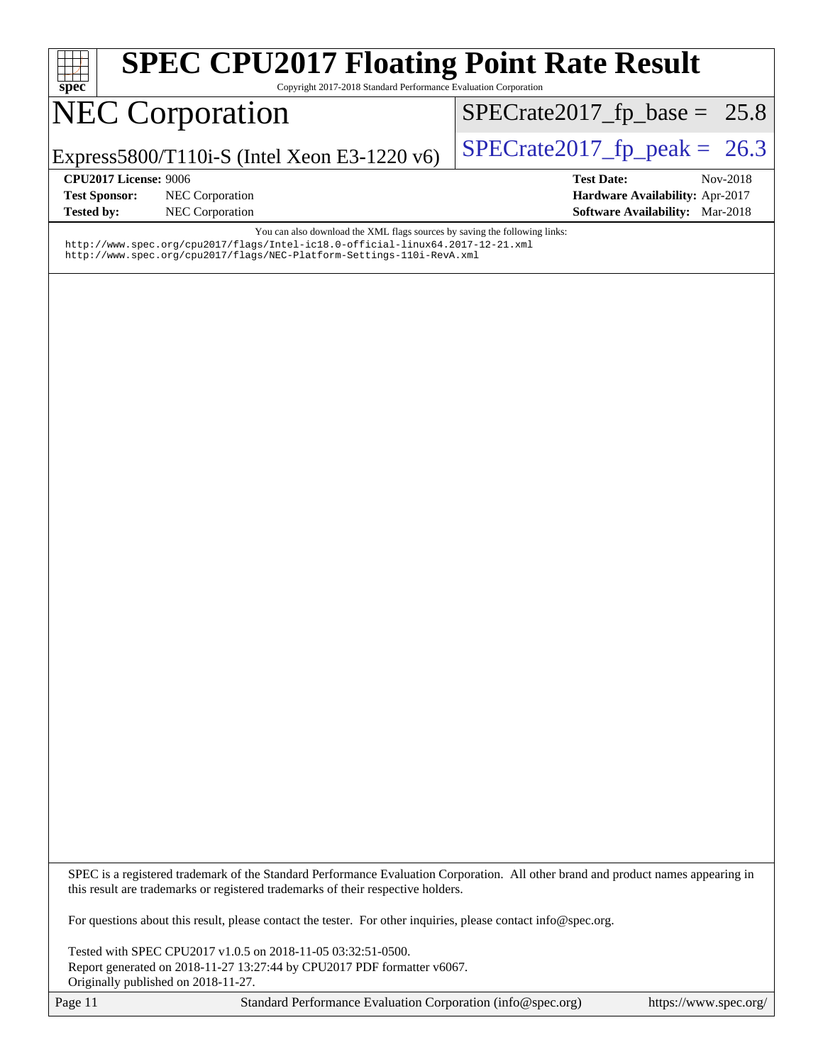You can also download the XML flags sources by saving the following links:
http://www.spec.org/cpu2017/flags/Intel-ic18.0-official-linux64.2017-12-21.xml
http://www.spec.org/cpu2017/flags/NEC-Platform-Settings-110i-RevA.xml

SPEC is a registered trademark of the Standard Performance Evaluation Corporation. All other brand and product names appearing in this result are trademarks or registered trademarks of their respective holders.

For questions about this result, please contact the tester. For other inquiries, please contact info@spec.org.

Tested with SPEC CPU2017 v1.0.5 on 2018-11-05 03:32:51-0500.
Report generated on 2018-11-27 13:27:44 by CPU2017 PDF formatter v6067.
Originally published on 2018-11-27.